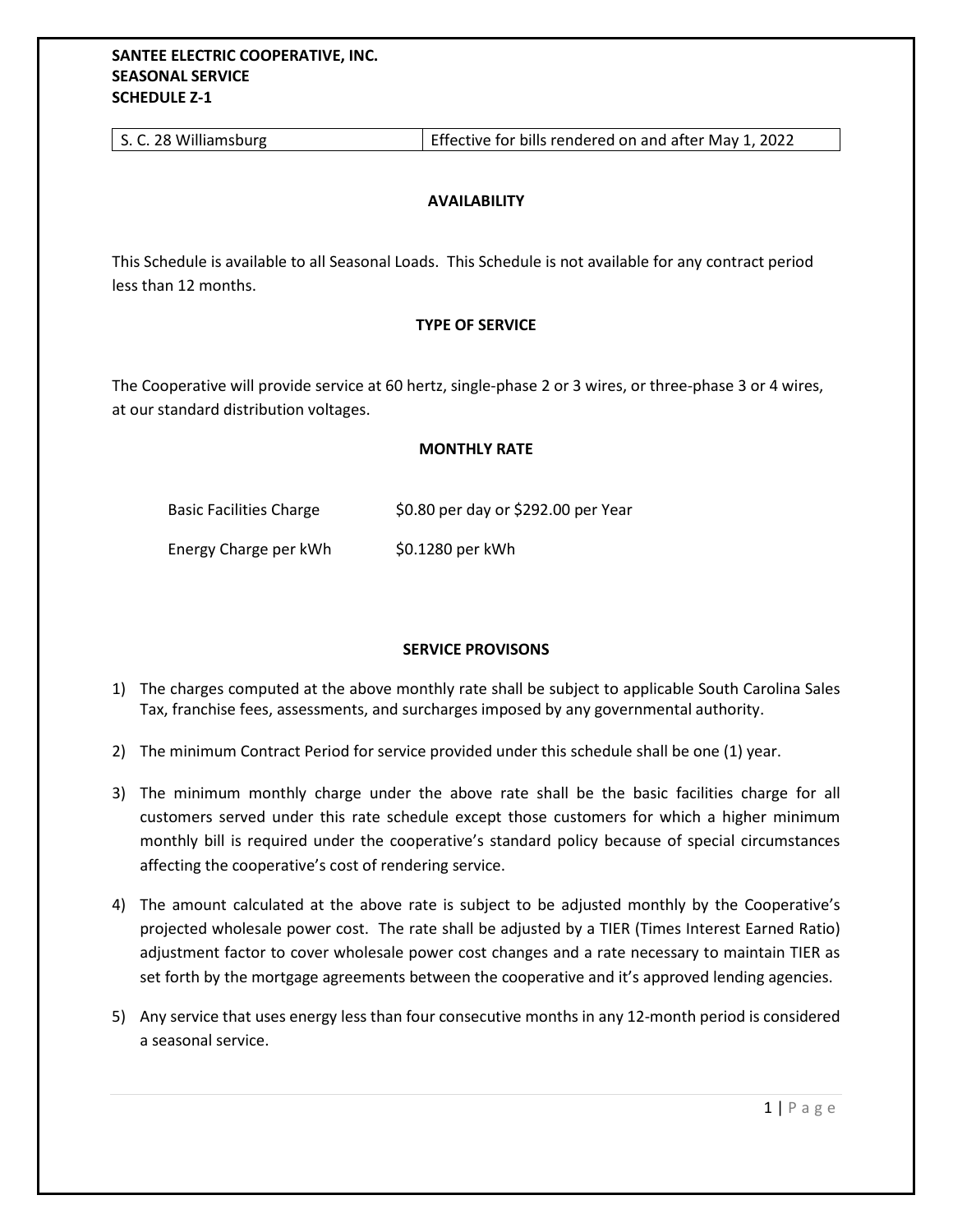**SANTEE ELECTRIC COOPERATIVE, INC.**
**SEASONAL SERVICE**
**SCHEDULE Z-1**

| S. C. 28 Williamsburg | Effective for bills rendered on and after May 1, 2022 |
|---|---|

### AVAILABILITY

This Schedule is available to all Seasonal Loads. This Schedule is not available for any contract period less than 12 months.

### TYPE OF SERVICE

The Cooperative will provide service at 60 hertz, single-phase 2 or 3 wires, or three-phase 3 or 4 wires, at our standard distribution voltages.

### MONTHLY RATE

| | |
|---|---|
| Basic Facilities Charge | $0.80 per day or $292.00 per Year |
| Energy Charge per kWh | $0.1280 per kWh |

### SERVICE PROVISONS

1) The charges computed at the above monthly rate shall be subject to applicable South Carolina Sales Tax, franchise fees, assessments, and surcharges imposed by any governmental authority.
2) The minimum Contract Period for service provided under this schedule shall be one (1) year.
3) The minimum monthly charge under the above rate shall be the basic facilities charge for all customers served under this rate schedule except those customers for which a higher minimum monthly bill is required under the cooperative's standard policy because of special circumstances affecting the cooperative's cost of rendering service.
4) The amount calculated at the above rate is subject to be adjusted monthly by the Cooperative's projected wholesale power cost. The rate shall be adjusted by a TIER (Times Interest Earned Ratio) adjustment factor to cover wholesale power cost changes and a rate necessary to maintain TIER as set forth by the mortgage agreements between the cooperative and it's approved lending agencies.
5) Any service that uses energy less than four consecutive months in any 12-month period is considered a seasonal service.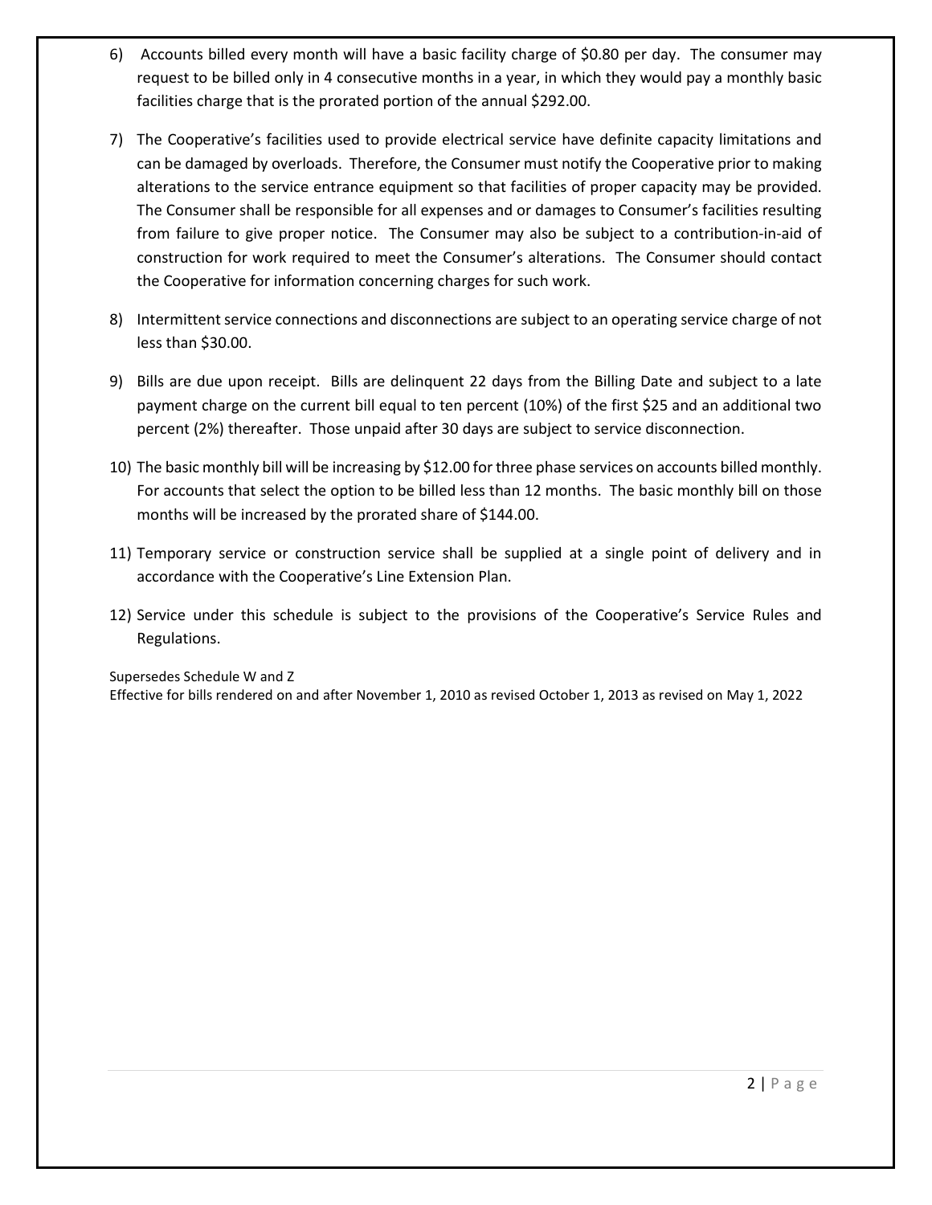6) Accounts billed every month will have a basic facility charge of $0.80 per day. The consumer may request to be billed only in 4 consecutive months in a year, in which they would pay a monthly basic facilities charge that is the prorated portion of the annual $292.00.

7) The Cooperative's facilities used to provide electrical service have definite capacity limitations and can be damaged by overloads. Therefore, the Consumer must notify the Cooperative prior to making alterations to the service entrance equipment so that facilities of proper capacity may be provided. The Consumer shall be responsible for all expenses and or damages to Consumer's facilities resulting from failure to give proper notice. The Consumer may also be subject to a contribution-in-aid of construction for work required to meet the Consumer's alterations. The Consumer should contact the Cooperative for information concerning charges for such work.

8) Intermittent service connections and disconnections are subject to an operating service charge of not less than $30.00.

9) Bills are due upon receipt. Bills are delinquent 22 days from the Billing Date and subject to a late payment charge on the current bill equal to ten percent (10%) of the first $25 and an additional two percent (2%) thereafter. Those unpaid after 30 days are subject to service disconnection.

10) The basic monthly bill will be increasing by $12.00 for three phase services on accounts billed monthly. For accounts that select the option to be billed less than 12 months. The basic monthly bill on those months will be increased by the prorated share of $144.00.

11) Temporary service or construction service shall be supplied at a single point of delivery and in accordance with the Cooperative's Line Extension Plan.

12) Service under this schedule is subject to the provisions of the Cooperative's Service Rules and Regulations.

Supersedes Schedule W and Z
Effective for bills rendered on and after November 1, 2010 as revised October 1, 2013 as revised on May 1, 2022